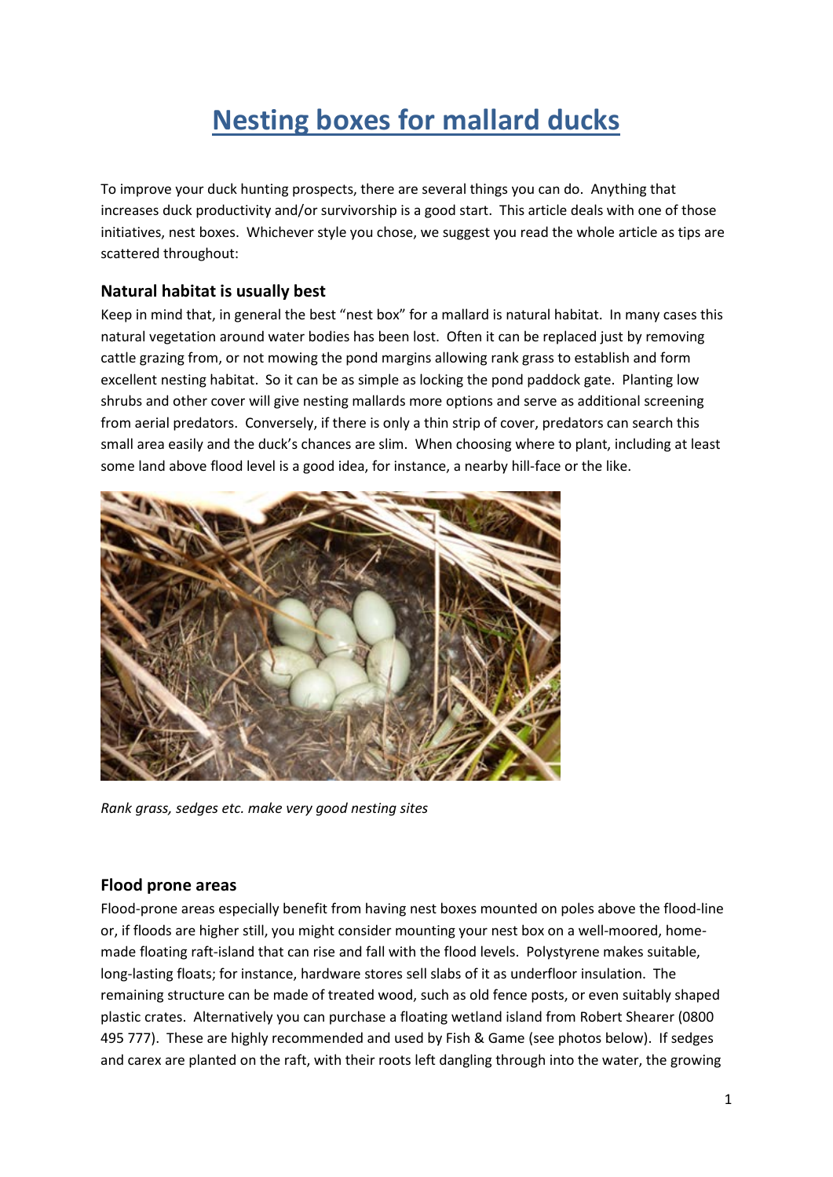# Nesting boxes for mallard ducks

To improve your duck hunting prospects, there are several things you can do. Anything that increases duck productivity and/or survivorship is a good start. This article deals with one of those initiatives, nest boxes. Whichever style you chose, we suggest you read the whole article as tips are scattered throughout:

### Natural habitat is usually best

Keep in mind that, in general the best "nest box" for a mallard is natural habitat. In many cases this natural vegetation around water bodies has been lost. Often it can be replaced just by removing cattle grazing from, or not mowing the pond margins allowing rank grass to establish and form excellent nesting habitat. So it can be as simple as locking the pond paddock gate. Planting low shrubs and other cover will give nesting mallards more options and serve as additional screening from aerial predators. Conversely, if there is only a thin strip of cover, predators can search this small area easily and the duck's chances are slim. When choosing where to plant, including at least some land above flood level is a good idea, for instance, a nearby hill-face or the like.

*Rank grass, sedges etc. make very good nesting sites*

### Flood prone areas

Flood-prone areas especially benefit from having nest boxes mounted on poles above the flood-line or, if floods are higher still, you might consider mounting your nest box on a well-moored, home-made floating raft-island that can rise and fall with the flood levels. Polystyrene makes suitable, long-lasting floats; for instance, hardware stores sell slabs of it as underfloor insulation. The remaining structure can be made of treated wood, such as old fence posts, or even suitably shaped plastic crates. Alternatively you can purchase a floating wetland island from Robert Shearer (0800 495 777). These are highly recommended and used by Fish & Game (see photos below). If sedges and carex are planted on the raft, with their roots left dangling through into the water, the growing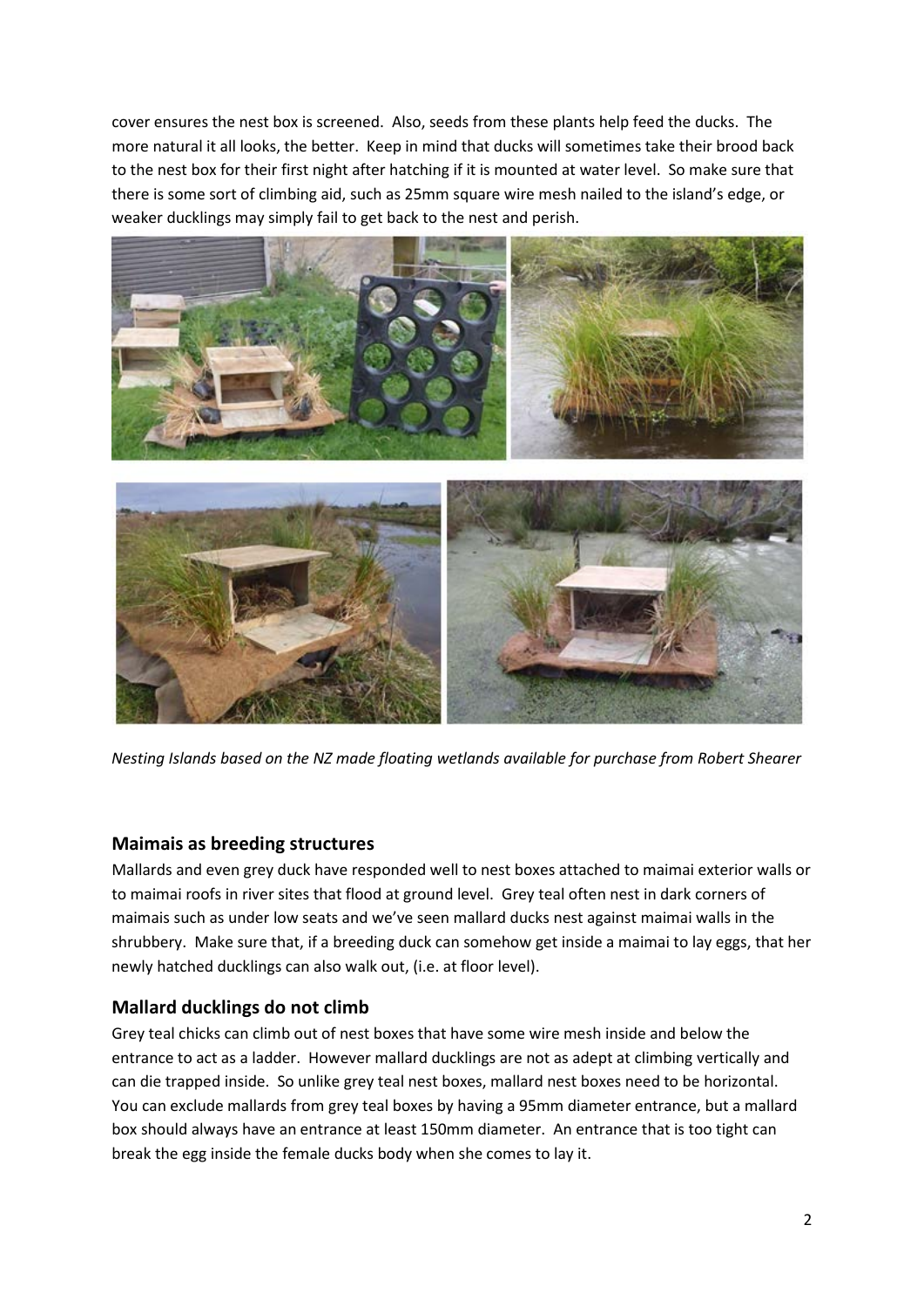cover ensures the nest box is screened. Also, seeds from these plants help feed the ducks. The more natural it all looks, the better. Keep in mind that ducks will sometimes take their brood back to the nest box for their first night after hatching if it is mounted at water level. So make sure that there is some sort of climbing aid, such as 25mm square wire mesh nailed to the island's edge, or weaker ducklings may simply fail to get back to the nest and perish.

*Nesting Islands based on the NZ made floating wetlands available for purchase from Robert Shearer*

## Maimais as breeding structures

Mallards and even grey duck have responded well to nest boxes attached to maimai exterior walls or to maimai roofs in river sites that flood at ground level. Grey teal often nest in dark corners of maimais such as under low seats and we've seen mallard ducks nest against maimai walls in the shrubbery. Make sure that, if a breeding duck can somehow get inside a maimai to lay eggs, that her newly hatched ducklings can also walk out, (i.e. at floor level).

## Mallard ducklings do not climb

Grey teal chicks can climb out of nest boxes that have some wire mesh inside and below the entrance to act as a ladder. However mallard ducklings are not as adept at climbing vertically and can die trapped inside. So unlike grey teal nest boxes, mallard nest boxes need to be horizontal. You can exclude mallards from grey teal boxes by having a 95mm diameter entrance, but a mallard box should always have an entrance at least 150mm diameter. An entrance that is too tight can break the egg inside the female ducks body when she comes to lay it.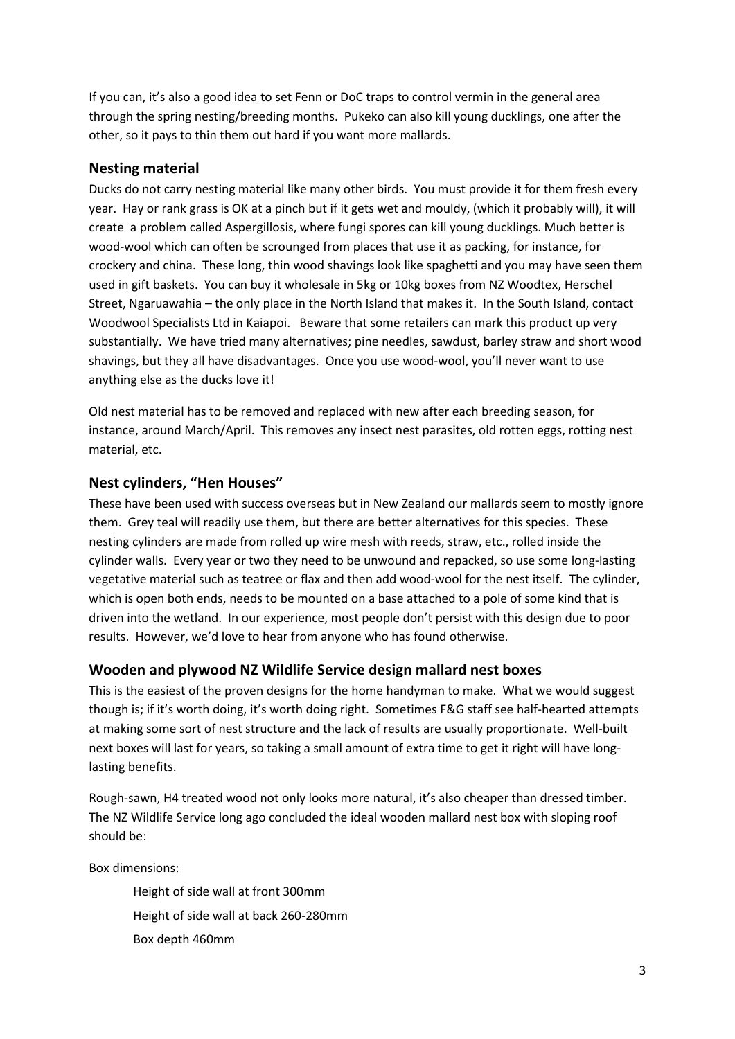If you can, it's also a good idea to set Fenn or DoC traps to control vermin in the general area through the spring nesting/breeding months. Pukeko can also kill young ducklings, one after the other, so it pays to thin them out hard if you want more mallards.

### Nesting material

Ducks do not carry nesting material like many other birds. You must provide it for them fresh every year. Hay or rank grass is OK at a pinch but if it gets wet and mouldy, (which it probably will), it will create a problem called Aspergillosis, where fungi spores can kill young ducklings. Much better is wood-wool which can often be scrounged from places that use it as packing, for instance, for crockery and china. These long, thin wood shavings look like spaghetti and you may have seen them used in gift baskets. You can buy it wholesale in 5kg or 10kg boxes from NZ Woodtex, Herschel Street, Ngaruawahia – the only place in the North Island that makes it. In the South Island, contact Woodwool Specialists Ltd in Kaiapoi. Beware that some retailers can mark this product up very substantially. We have tried many alternatives; pine needles, sawdust, barley straw and short wood shavings, but they all have disadvantages. Once you use wood-wool, you'll never want to use anything else as the ducks love it!

Old nest material has to be removed and replaced with new after each breeding season, for instance, around March/April. This removes any insect nest parasites, old rotten eggs, rotting nest material, etc.

### Nest cylinders, "Hen Houses"

These have been used with success overseas but in New Zealand our mallards seem to mostly ignore them. Grey teal will readily use them, but there are better alternatives for this species. These nesting cylinders are made from rolled up wire mesh with reeds, straw, etc., rolled inside the cylinder walls. Every year or two they need to be unwound and repacked, so use some long-lasting vegetative material such as teatree or flax and then add wood-wool for the nest itself. The cylinder, which is open both ends, needs to be mounted on a base attached to a pole of some kind that is driven into the wetland. In our experience, most people don't persist with this design due to poor results. However, we'd love to hear from anyone who has found otherwise.

### Wooden and plywood NZ Wildlife Service design mallard nest boxes

This is the easiest of the proven designs for the home handyman to make. What we would suggest though is; if it's worth doing, it's worth doing right. Sometimes F&G staff see half-hearted attempts at making some sort of nest structure and the lack of results are usually proportionate. Well-built next boxes will last for years, so taking a small amount of extra time to get it right will have long-lasting benefits.

Rough-sawn, H4 treated wood not only looks more natural, it's also cheaper than dressed timber. The NZ Wildlife Service long ago concluded the ideal wooden mallard nest box with sloping roof should be:

Box dimensions:

Height of side wall at front 300mm
Height of side wall at back 260-280mm
Box depth 460mm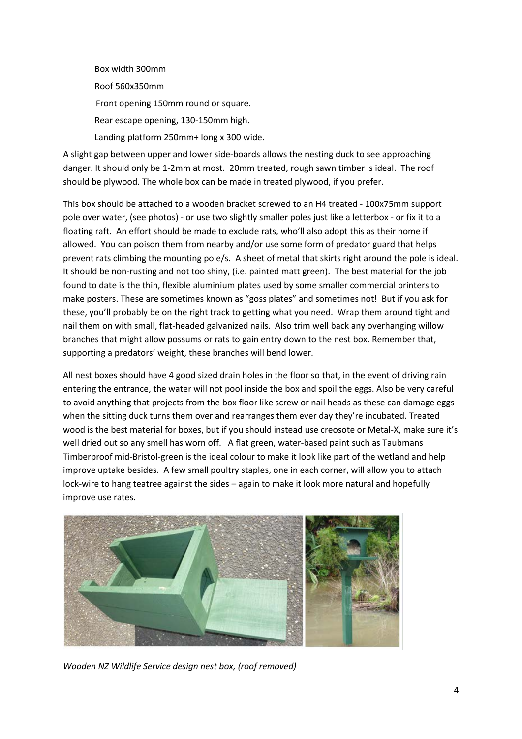Box width 300mm

Roof 560x350mm

Front opening 150mm round or square.

Rear escape opening, 130-150mm high.

Landing platform 250mm+ long x 300 wide.

A slight gap between upper and lower side-boards allows the nesting duck to see approaching danger. It should only be 1-2mm at most. 20mm treated, rough sawn timber is ideal. The roof should be plywood. The whole box can be made in treated plywood, if you prefer.

This box should be attached to a wooden bracket screwed to an H4 treated - 100x75mm support pole over water, (see photos) - or use two slightly smaller poles just like a letterbox - or fix it to a floating raft. An effort should be made to exclude rats, who'll also adopt this as their home if allowed. You can poison them from nearby and/or use some form of predator guard that helps prevent rats climbing the mounting pole/s. A sheet of metal that skirts right around the pole is ideal. It should be non-rusting and not too shiny, (i.e. painted matt green). The best material for the job found to date is the thin, flexible aluminium plates used by some smaller commercial printers to make posters. These are sometimes known as "goss plates" and sometimes not! But if you ask for these, you'll probably be on the right track to getting what you need. Wrap them around tight and nail them on with small, flat-headed galvanized nails. Also trim well back any overhanging willow branches that might allow possums or rats to gain entry down to the nest box. Remember that, supporting a predators' weight, these branches will bend lower.

All nest boxes should have 4 good sized drain holes in the floor so that, in the event of driving rain entering the entrance, the water will not pool inside the box and spoil the eggs. Also be very careful to avoid anything that projects from the box floor like screw or nail heads as these can damage eggs when the sitting duck turns them over and rearranges them ever day they're incubated. Treated wood is the best material for boxes, but if you should instead use creosote or Metal-X, make sure it's well dried out so any smell has worn off. A flat green, water-based paint such as Taubmans Timberproof mid-Bristol-green is the ideal colour to make it look like part of the wetland and help improve uptake besides. A few small poultry staples, one in each corner, will allow you to attach lock-wire to hang teatree against the sides – again to make it look more natural and hopefully improve use rates.

*Wooden NZ Wildlife Service design nest box, (roof removed)*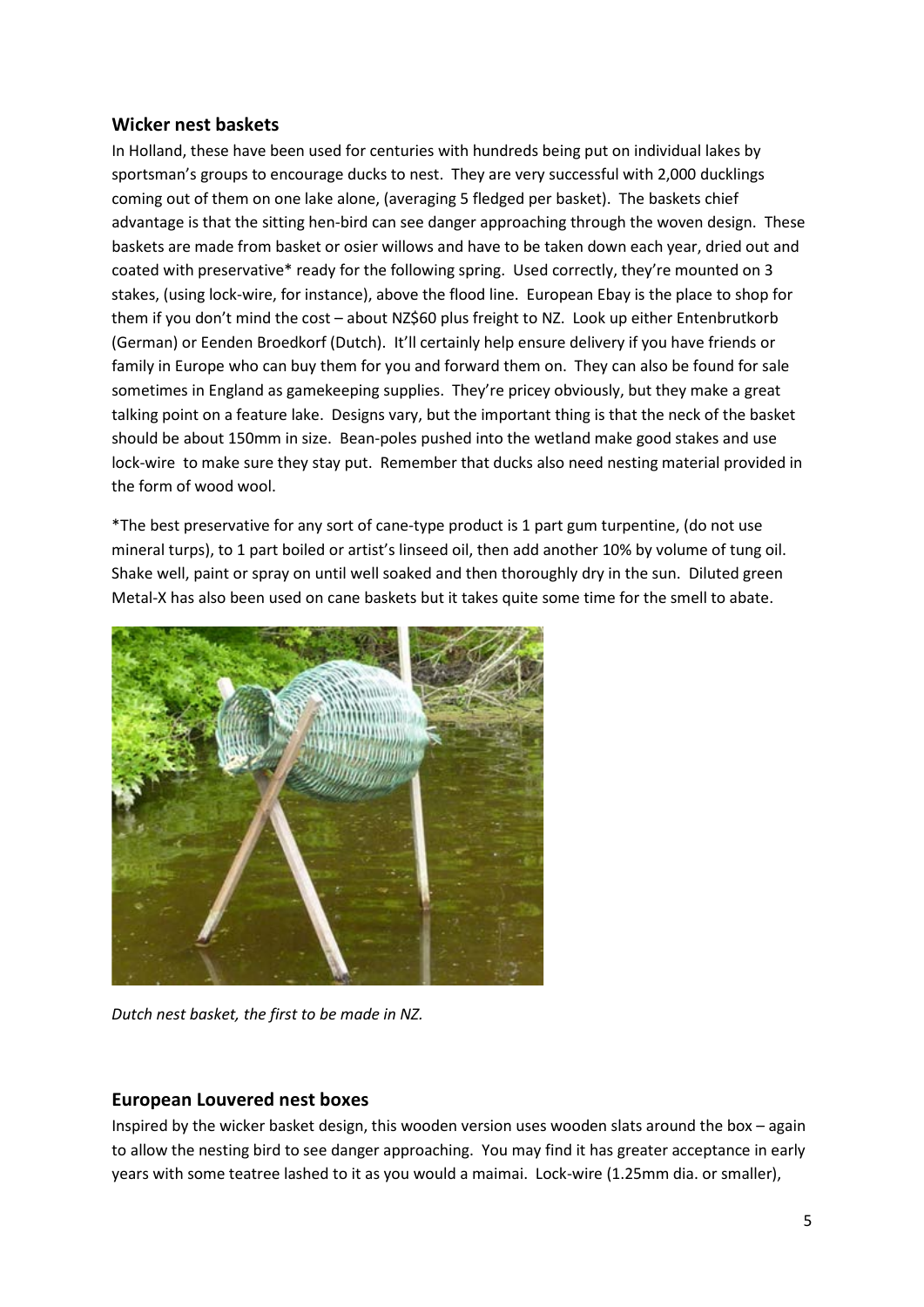## Wicker nest baskets

In Holland, these have been used for centuries with hundreds being put on individual lakes by sportsman's groups to encourage ducks to nest. They are very successful with 2,000 ducklings coming out of them on one lake alone, (averaging 5 fledged per basket). The baskets chief advantage is that the sitting hen-bird can see danger approaching through the woven design. These baskets are made from basket or osier willows and have to be taken down each year, dried out and coated with preservative* ready for the following spring. Used correctly, they're mounted on 3 stakes, (using lock-wire, for instance), above the flood line. European Ebay is the place to shop for them if you don't mind the cost – about NZ$60 plus freight to NZ. Look up either Entenbrutkorb (German) or Eenden Broedkorf (Dutch). It'll certainly help ensure delivery if you have friends or family in Europe who can buy them for you and forward them on. They can also be found for sale sometimes in England as gamekeeping supplies. They're pricey obviously, but they make a great talking point on a feature lake. Designs vary, but the important thing is that the neck of the basket should be about 150mm in size. Bean-poles pushed into the wetland make good stakes and use lock-wire to make sure they stay put. Remember that ducks also need nesting material provided in the form of wood wool.

*The best preservative for any sort of cane-type product is 1 part gum turpentine, (do not use mineral turps), to 1 part boiled or artist's linseed oil, then add another 10% by volume of tung oil. Shake well, paint or spray on until well soaked and then thoroughly dry in the sun. Diluted green Metal-X has also been used on cane baskets but it takes quite some time for the smell to abate.

*Dutch nest basket, the first to be made in NZ.*

## European Louvered nest boxes

Inspired by the wicker basket design, this wooden version uses wooden slats around the box – again to allow the nesting bird to see danger approaching. You may find it has greater acceptance in early years with some teatree lashed to it as you would a maimai. Lock-wire (1.25mm dia. or smaller),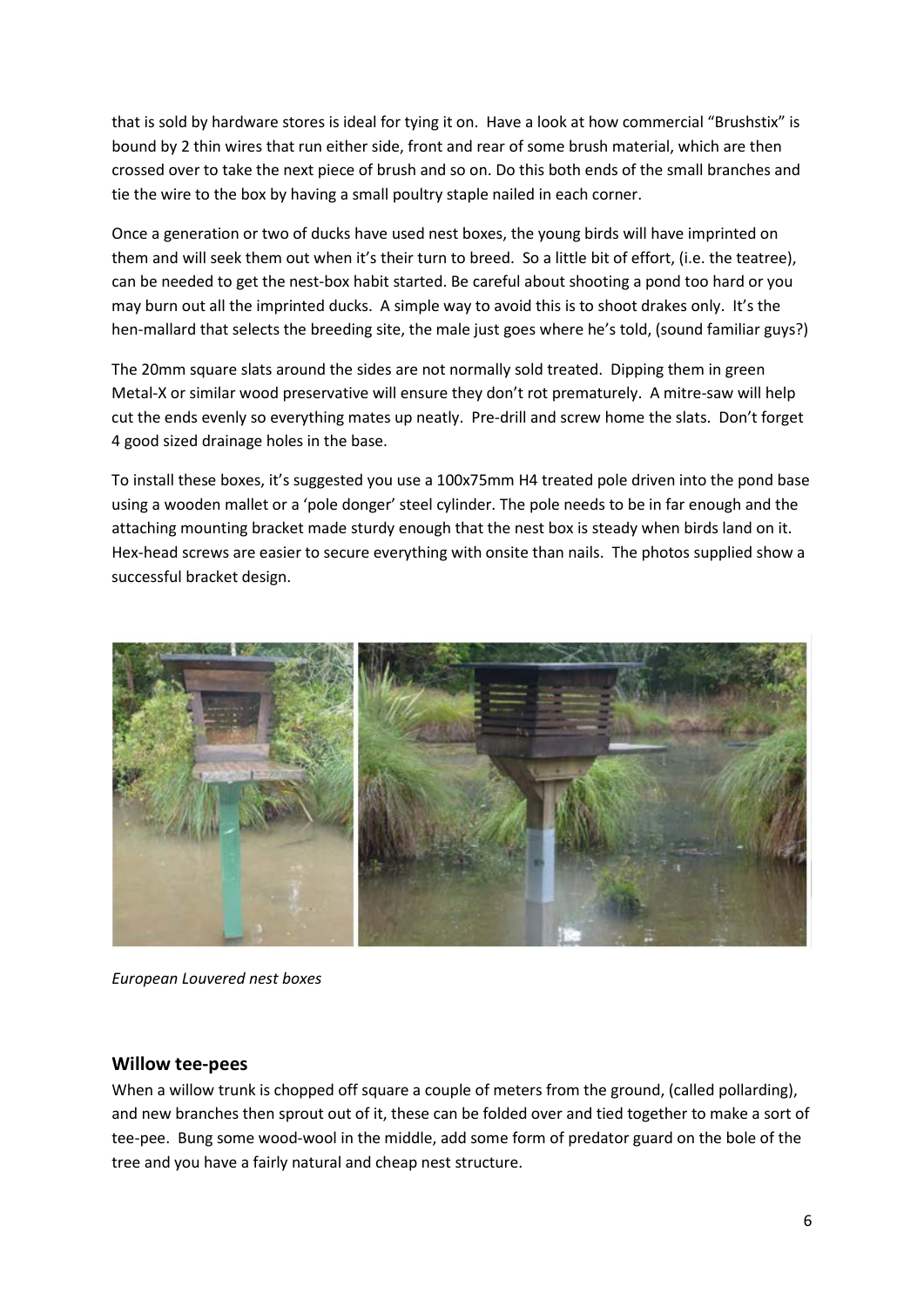that is sold by hardware stores is ideal for tying it on. Have a look at how commercial "Brushstix" is bound by 2 thin wires that run either side, front and rear of some brush material, which are then crossed over to take the next piece of brush and so on. Do this both ends of the small branches and tie the wire to the box by having a small poultry staple nailed in each corner.

Once a generation or two of ducks have used nest boxes, the young birds will have imprinted on them and will seek them out when it's their turn to breed. So a little bit of effort, (i.e. the teatree), can be needed to get the nest-box habit started. Be careful about shooting a pond too hard or you may burn out all the imprinted ducks. A simple way to avoid this is to shoot drakes only. It's the hen-mallard that selects the breeding site, the male just goes where he's told, (sound familiar guys?)

The 20mm square slats around the sides are not normally sold treated. Dipping them in green Metal-X or similar wood preservative will ensure they don't rot prematurely. A mitre-saw will help cut the ends evenly so everything mates up neatly. Pre-drill and screw home the slats. Don't forget 4 good sized drainage holes in the base.

To install these boxes, it's suggested you use a 100x75mm H4 treated pole driven into the pond base using a wooden mallet or a 'pole donger' steel cylinder. The pole needs to be in far enough and the attaching mounting bracket made sturdy enough that the nest box is steady when birds land on it. Hex-head screws are easier to secure everything with onsite than nails. The photos supplied show a successful bracket design.

*European Louvered nest boxes*

## Willow tee-pees

When a willow trunk is chopped off square a couple of meters from the ground, (called pollarding), and new branches then sprout out of it, these can be folded over and tied together to make a sort of tee-pee. Bung some wood-wool in the middle, add some form of predator guard on the bole of the tree and you have a fairly natural and cheap nest structure.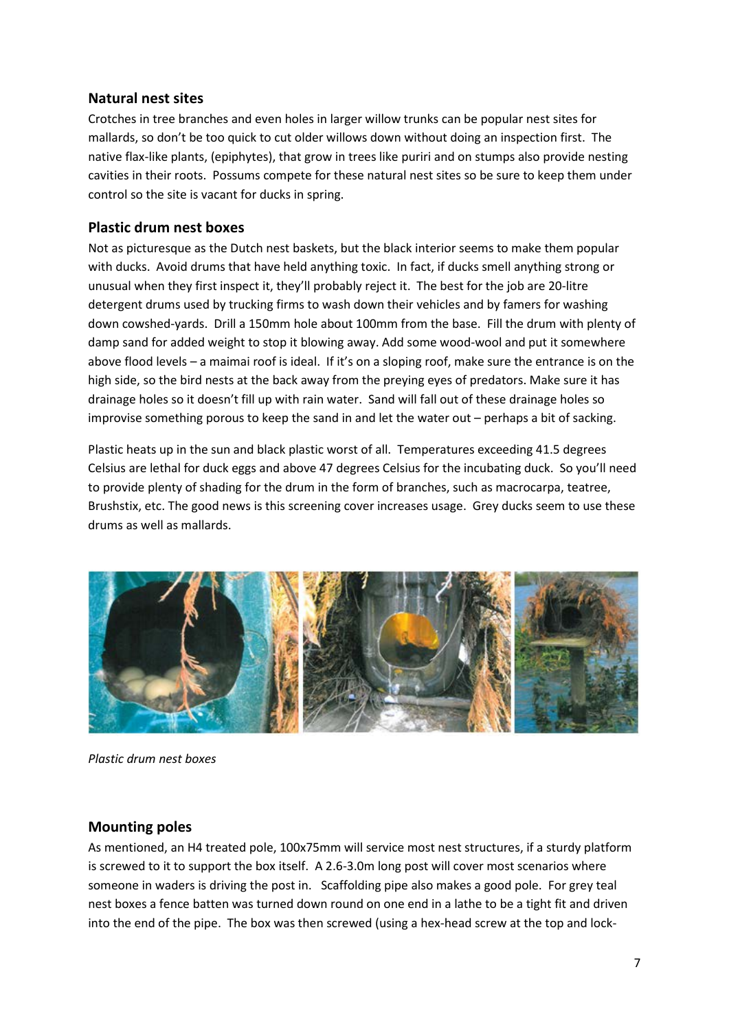## Natural nest sites

Crotches in tree branches and even holes in larger willow trunks can be popular nest sites for mallards, so don't be too quick to cut older willows down without doing an inspection first. The native flax-like plants, (epiphytes), that grow in trees like puriri and on stumps also provide nesting cavities in their roots. Possums compete for these natural nest sites so be sure to keep them under control so the site is vacant for ducks in spring.

## Plastic drum nest boxes

Not as picturesque as the Dutch nest baskets, but the black interior seems to make them popular with ducks. Avoid drums that have held anything toxic. In fact, if ducks smell anything strong or unusual when they first inspect it, they'll probably reject it. The best for the job are 20-litre detergent drums used by trucking firms to wash down their vehicles and by famers for washing down cowshed-yards. Drill a 150mm hole about 100mm from the base. Fill the drum with plenty of damp sand for added weight to stop it blowing away. Add some wood-wool and put it somewhere above flood levels – a maimai roof is ideal. If it's on a sloping roof, make sure the entrance is on the high side, so the bird nests at the back away from the preying eyes of predators. Make sure it has drainage holes so it doesn't fill up with rain water. Sand will fall out of these drainage holes so improvise something porous to keep the sand in and let the water out – perhaps a bit of sacking.

Plastic heats up in the sun and black plastic worst of all. Temperatures exceeding 41.5 degrees Celsius are lethal for duck eggs and above 47 degrees Celsius for the incubating duck. So you'll need to provide plenty of shading for the drum in the form of branches, such as macrocarpa, teatree, Brushstix, etc. The good news is this screening cover increases usage. Grey ducks seem to use these drums as well as mallards.

*Plastic drum nest boxes*

## Mounting poles

As mentioned, an H4 treated pole, 100x75mm will service most nest structures, if a sturdy platform is screwed to it to support the box itself. A 2.6-3.0m long post will cover most scenarios where someone in waders is driving the post in. Scaffolding pipe also makes a good pole. For grey teal nest boxes a fence batten was turned down round on one end in a lathe to be a tight fit and driven into the end of the pipe. The box was then screwed (using a hex-head screw at the top and lock-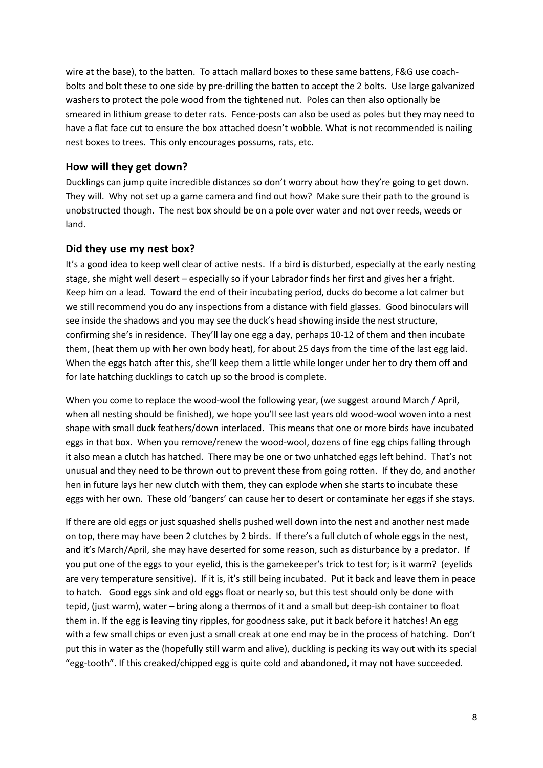wire at the base), to the batten. To attach mallard boxes to these same battens, F&G use coach-bolts and bolt these to one side by pre-drilling the batten to accept the 2 bolts. Use large galvanized washers to protect the pole wood from the tightened nut. Poles can then also optionally be smeared in lithium grease to deter rats. Fence-posts can also be used as poles but they may need to have a flat face cut to ensure the box attached doesn't wobble. What is not recommended is nailing nest boxes to trees. This only encourages possums, rats, etc.

## How will they get down?

Ducklings can jump quite incredible distances so don't worry about how they're going to get down. They will. Why not set up a game camera and find out how? Make sure their path to the ground is unobstructed though. The nest box should be on a pole over water and not over reeds, weeds or land.

## Did they use my nest box?

It's a good idea to keep well clear of active nests. If a bird is disturbed, especially at the early nesting stage, she might well desert – especially so if your Labrador finds her first and gives her a fright. Keep him on a lead. Toward the end of their incubating period, ducks do become a lot calmer but we still recommend you do any inspections from a distance with field glasses. Good binoculars will see inside the shadows and you may see the duck's head showing inside the nest structure, confirming she's in residence. They'll lay one egg a day, perhaps 10-12 of them and then incubate them, (heat them up with her own body heat), for about 25 days from the time of the last egg laid. When the eggs hatch after this, she'll keep them a little while longer under her to dry them off and for late hatching ducklings to catch up so the brood is complete.

When you come to replace the wood-wool the following year, (we suggest around March / April, when all nesting should be finished), we hope you'll see last years old wood-wool woven into a nest shape with small duck feathers/down interlaced. This means that one or more birds have incubated eggs in that box. When you remove/renew the wood-wool, dozens of fine egg chips falling through it also mean a clutch has hatched. There may be one or two unhatched eggs left behind. That's not unusual and they need to be thrown out to prevent these from going rotten. If they do, and another hen in future lays her new clutch with them, they can explode when she starts to incubate these eggs with her own. These old 'bangers' can cause her to desert or contaminate her eggs if she stays.

If there are old eggs or just squashed shells pushed well down into the nest and another nest made on top, there may have been 2 clutches by 2 birds. If there's a full clutch of whole eggs in the nest, and it's March/April, she may have deserted for some reason, such as disturbance by a predator. If you put one of the eggs to your eyelid, this is the gamekeeper's trick to test for; is it warm? (eyelids are very temperature sensitive). If it is, it's still being incubated. Put it back and leave them in peace to hatch. Good eggs sink and old eggs float or nearly so, but this test should only be done with tepid, (just warm), water – bring along a thermos of it and a small but deep-ish container to float them in. If the egg is leaving tiny ripples, for goodness sake, put it back before it hatches! An egg with a few small chips or even just a small creak at one end may be in the process of hatching. Don't put this in water as the (hopefully still warm and alive), duckling is pecking its way out with its special "egg-tooth". If this creaked/chipped egg is quite cold and abandoned, it may not have succeeded.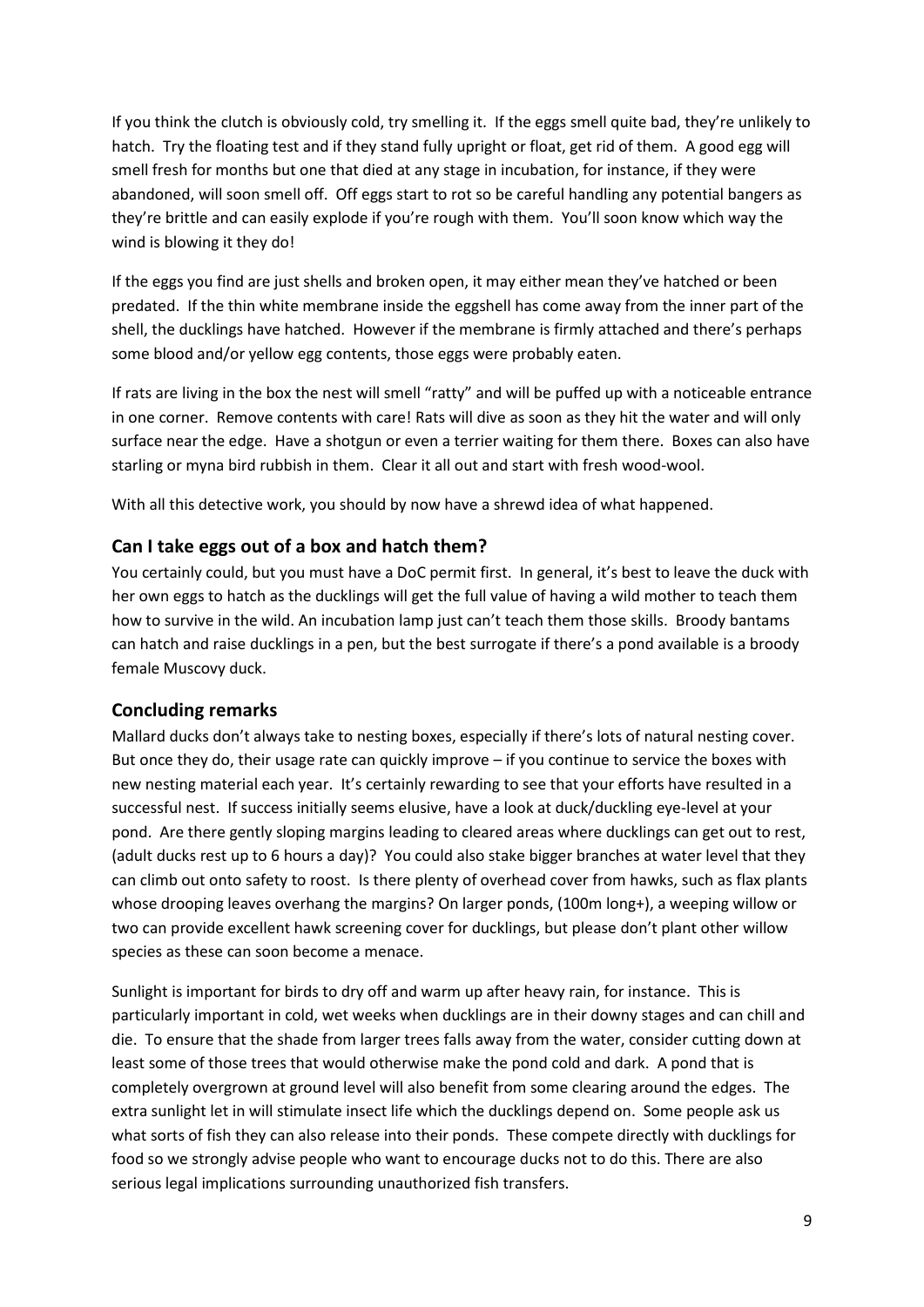If you think the clutch is obviously cold, try smelling it. If the eggs smell quite bad, they're unlikely to hatch. Try the floating test and if they stand fully upright or float, get rid of them. A good egg will smell fresh for months but one that died at any stage in incubation, for instance, if they were abandoned, will soon smell off. Off eggs start to rot so be careful handling any potential bangers as they're brittle and can easily explode if you're rough with them. You'll soon know which way the wind is blowing it they do!

If the eggs you find are just shells and broken open, it may either mean they've hatched or been predated. If the thin white membrane inside the eggshell has come away from the inner part of the shell, the ducklings have hatched. However if the membrane is firmly attached and there's perhaps some blood and/or yellow egg contents, those eggs were probably eaten.

If rats are living in the box the nest will smell "ratty" and will be puffed up with a noticeable entrance in one corner. Remove contents with care! Rats will dive as soon as they hit the water and will only surface near the edge. Have a shotgun or even a terrier waiting for them there. Boxes can also have starling or myna bird rubbish in them. Clear it all out and start with fresh wood-wool.

With all this detective work, you should by now have a shrewd idea of what happened.

## Can I take eggs out of a box and hatch them?

You certainly could, but you must have a DoC permit first. In general, it's best to leave the duck with her own eggs to hatch as the ducklings will get the full value of having a wild mother to teach them how to survive in the wild. An incubation lamp just can't teach them those skills. Broody bantams can hatch and raise ducklings in a pen, but the best surrogate if there's a pond available is a broody female Muscovy duck.

## Concluding remarks

Mallard ducks don't always take to nesting boxes, especially if there's lots of natural nesting cover. But once they do, their usage rate can quickly improve – if you continue to service the boxes with new nesting material each year. It's certainly rewarding to see that your efforts have resulted in a successful nest. If success initially seems elusive, have a look at duck/duckling eye-level at your pond. Are there gently sloping margins leading to cleared areas where ducklings can get out to rest, (adult ducks rest up to 6 hours a day)? You could also stake bigger branches at water level that they can climb out onto safety to roost. Is there plenty of overhead cover from hawks, such as flax plants whose drooping leaves overhang the margins? On larger ponds, (100m long+), a weeping willow or two can provide excellent hawk screening cover for ducklings, but please don't plant other willow species as these can soon become a menace.

Sunlight is important for birds to dry off and warm up after heavy rain, for instance. This is particularly important in cold, wet weeks when ducklings are in their downy stages and can chill and die. To ensure that the shade from larger trees falls away from the water, consider cutting down at least some of those trees that would otherwise make the pond cold and dark. A pond that is completely overgrown at ground level will also benefit from some clearing around the edges. The extra sunlight let in will stimulate insect life which the ducklings depend on. Some people ask us what sorts of fish they can also release into their ponds. These compete directly with ducklings for food so we strongly advise people who want to encourage ducks not to do this. There are also serious legal implications surrounding unauthorized fish transfers.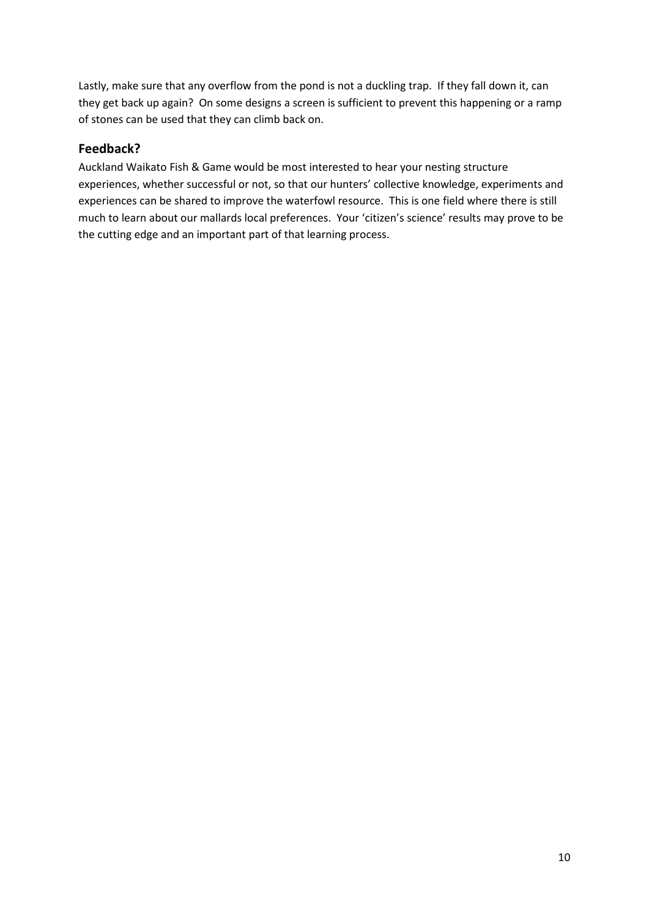Lastly, make sure that any overflow from the pond is not a duckling trap. If they fall down it, can they get back up again? On some designs a screen is sufficient to prevent this happening or a ramp of stones can be used that they can climb back on.

## Feedback?

Auckland Waikato Fish & Game would be most interested to hear your nesting structure experiences, whether successful or not, so that our hunters' collective knowledge, experiments and experiences can be shared to improve the waterfowl resource. This is one field where there is still much to learn about our mallards local preferences. Your 'citizen's science' results may prove to be the cutting edge and an important part of that learning process.